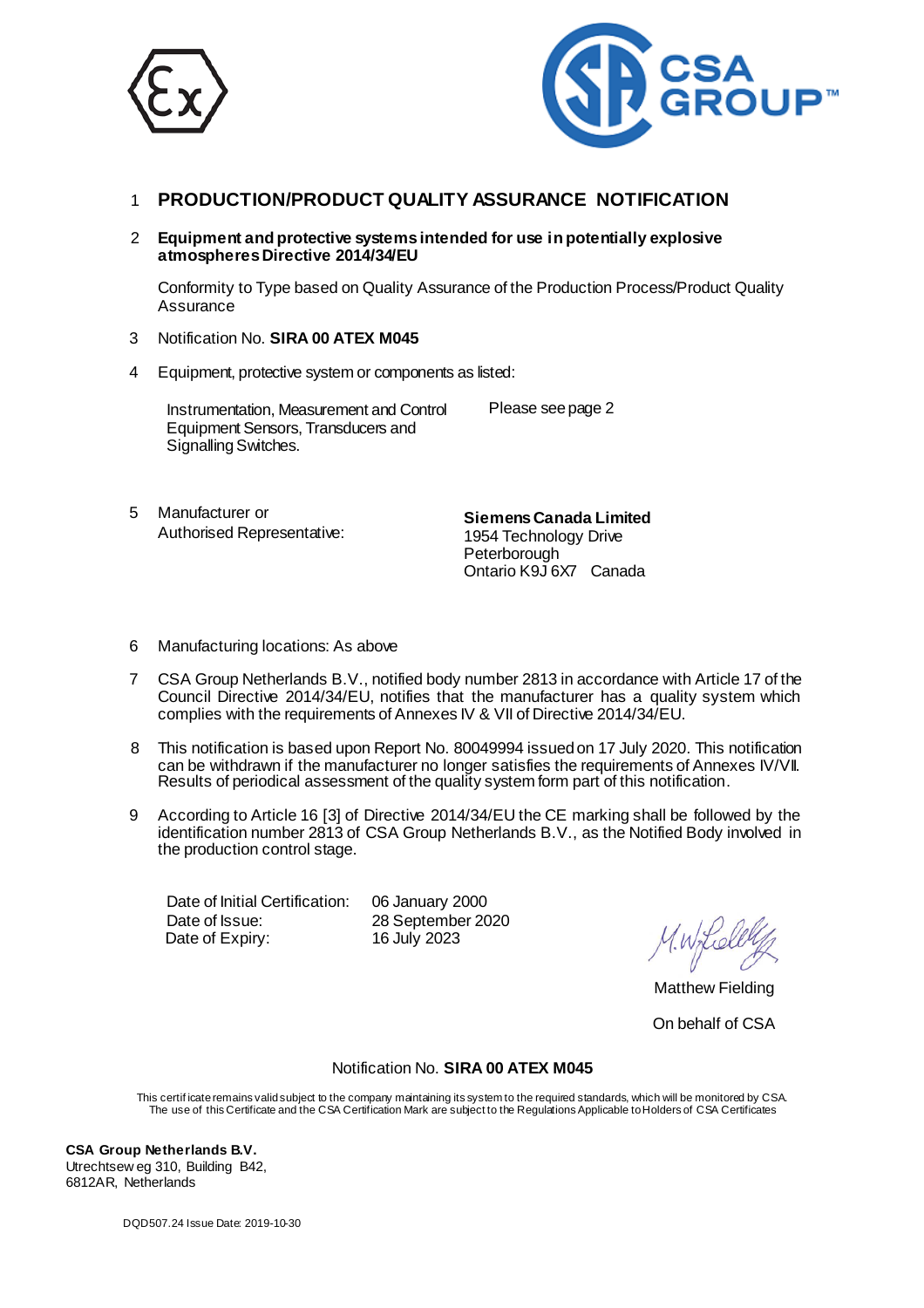1 **PRODUCTION/PRODUCT QUALITY ASSURANCE NOTIFICATION**

2 **Equipment and protective systems intended for use in potentially explosive atmospheres Directive 2014/34/EU**

Conformity to Type based on Quality Assurance of the Production Process/Product Quality Assurance

3 Notification No. **SIRA 00 ATEX M045**

4 Equipment, protective system or components as listed:

Instrumentation, Measurement and Control Equipment Sensors, Transducers and Signalling Switches.

Please see page 2

5 Manufacturer or Authorised Representative:

**Siemens Canada Limited**
1954 Technology Drive
Peterborough
Ontario K9J 6X7 Canada

6 Manufacturing locations: As above

7 CSA Group Netherlands B.V., notified body number 2813 in accordance with Article 17 of the Council Directive 2014/34/EU, notifies that the manufacturer has a quality system which complies with the requirements of Annexes IV & VII of Directive 2014/34/EU.

8 This notification is based upon Report No. 80049994 issued on 17 July 2020. This notification can be withdrawn if the manufacturer no longer satisfies the requirements of Annexes IV/VII. Results of periodical assessment of the quality system form part of this notification.

9 According to Article 16 [3] of Directive 2014/34/EU the CE marking shall be followed by the identification number 2813 of CSA Group Netherlands B.V., as the Notified Body involved in the production control stage.

| | |
|---|---|
| Date of Initial Certification: | 06 January 2000 |
| Date of Issue: | 28 September 2020 |
| Date of Expiry: | 16 July 2023 |

Matthew Fielding

On behalf of CSA

Notification No. **SIRA 00 ATEX M045**

This certificate remains valid subject to the company maintaining its system to the required standards, which will be monitored by CSA.
The use of this Certificate and the CSA Certification Mark are subject to the Regulations Applicable to Holders of CSA Certificates

**CSA Group Netherlands B.V.**
Utrechtseweg 310, Building B42,
6812AR, Netherlands

DQD507.24 Issue Date: 2019-10-30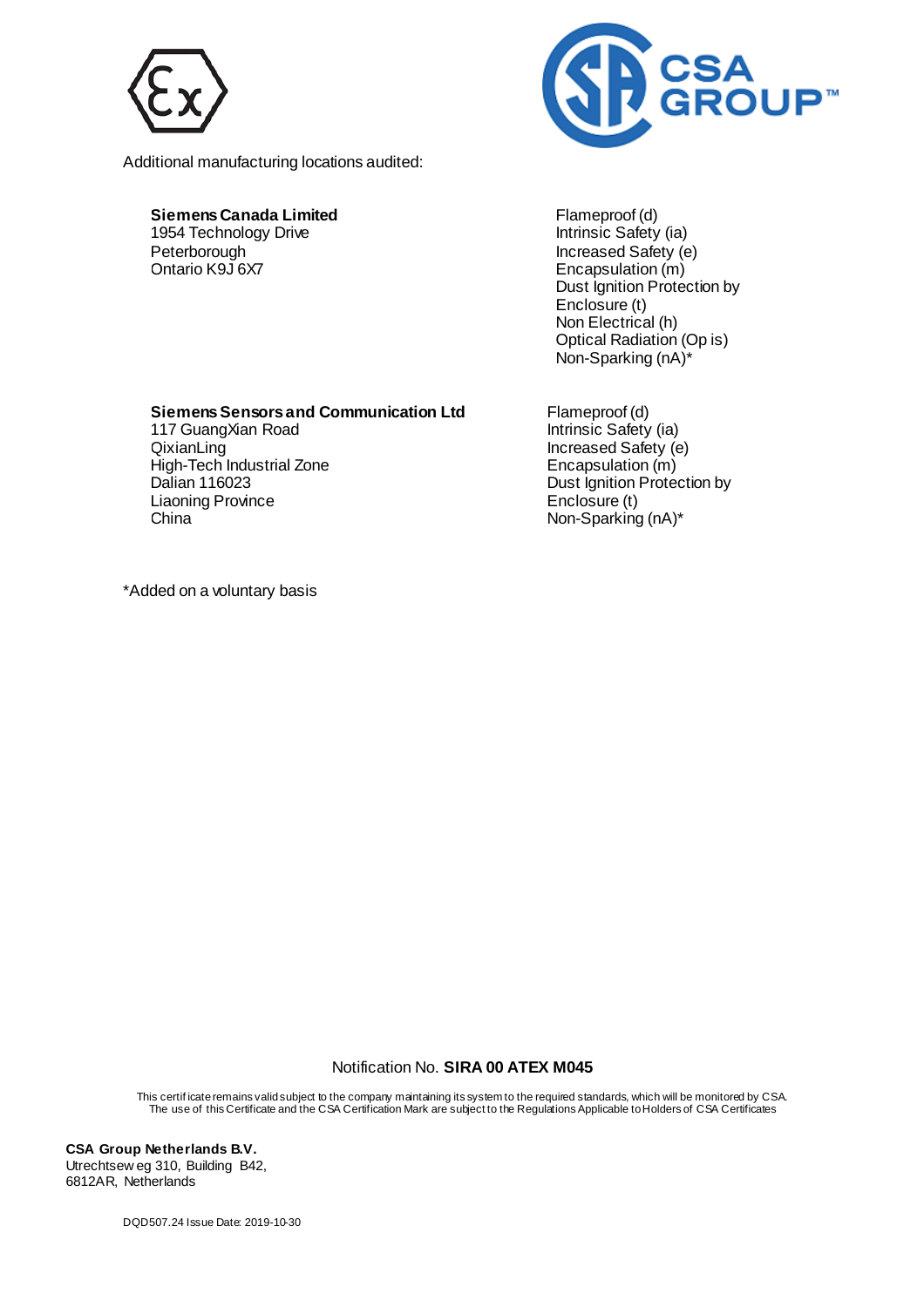Additional manufacturing locations audited:

**Siemens Canada Limited**
1954 Technology Drive
Peterborough
Ontario K9J 6X7

Flameproof (d)
Intrinsic Safety (ia)
Increased Safety (e)
Encapsulation (m)
Dust Ignition Protection by Enclosure (t)
Non Electrical (h)
Optical Radiation (Op is)
Non-Sparking (nA)*

**Siemens Sensors and Communication Ltd**
117 GuangXian Road
QixianLing
High-Tech Industrial Zone
Dalian 116023
Liaoning Province
China

Flameproof (d)
Intrinsic Safety (ia)
Increased Safety (e)
Encapsulation (m)
Dust Ignition Protection by Enclosure (t)
Non-Sparking (nA)*

*Added on a voluntary basis

Notification No. **SIRA 00 ATEX M045**

This certificate remains valid subject to the company maintaining its system to the required standards, which will be monitored by CSA. The use of this Certificate and the CSA Certification Mark are subject to the Regulations Applicable to Holders of CSA Certificates

**CSA Group Netherlands B.V.**
Utrechtseweg 310, Building B42,
6812AR, Netherlands

DQD507.24 Issue Date: 2019-10-30